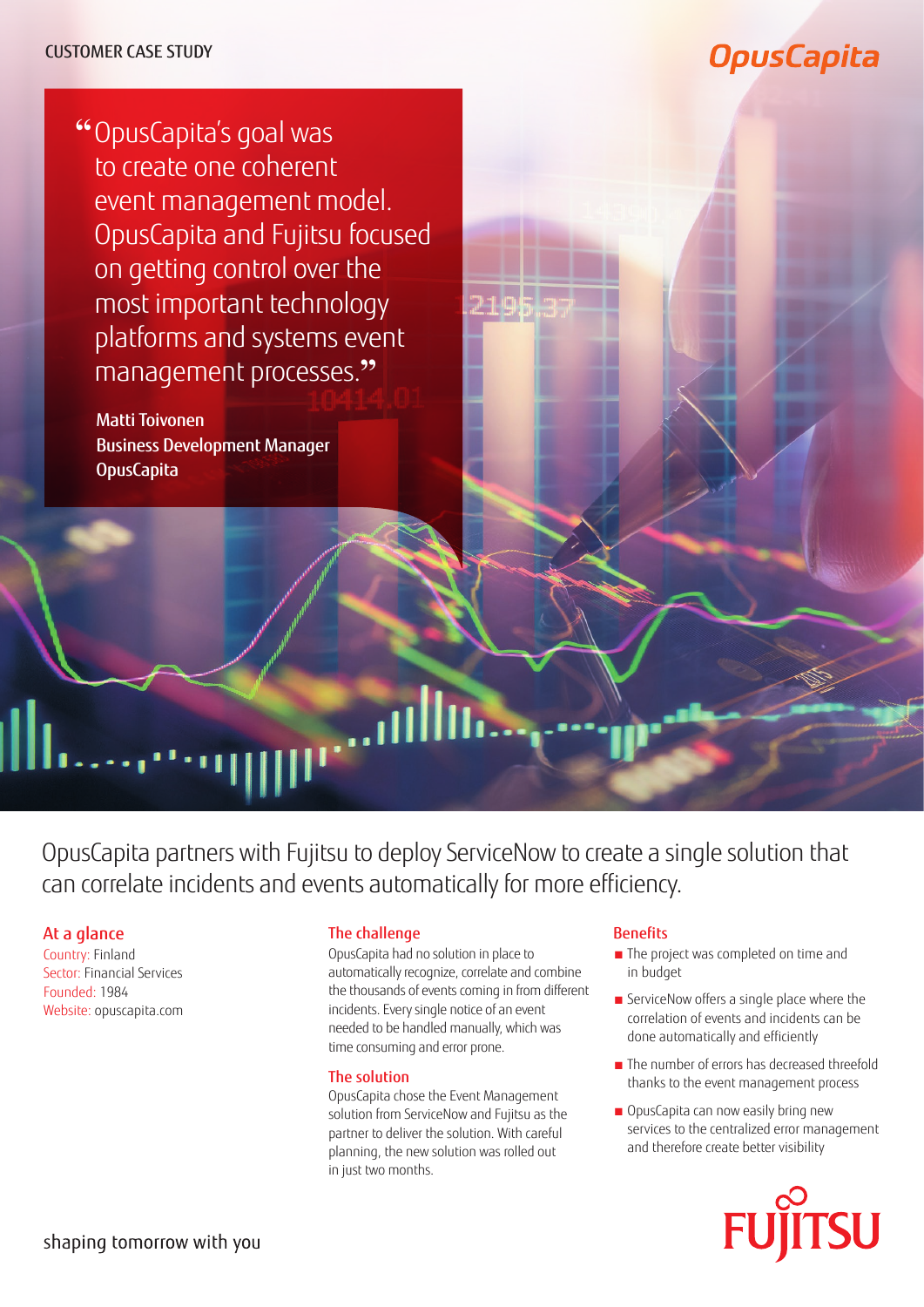CUSTOMER CASE STUDY

OpusCapita

> “OpusCapita’s goal was to create one coherent event management model. OpusCapita and Fujitsu focused on getting control over the most important technology platforms and systems event management processes.”
>
> **Matti Toivonen**
> **Business Development Manager**
> **OpusCapita**

OpusCapita partners with Fujitsu to deploy ServiceNow to create a single solution that can correlate incidents and events automatically for more efficiency.

## At a glance

Country: Finland
Sector: Financial Services
Founded: 1984
Website: opuscapita.com

## The challenge

OpusCapita had no solution in place to automatically recognize, correlate and combine the thousands of events coming in from different incidents. Every single notice of an event needed to be handled manually, which was time consuming and error prone.

## The solution

OpusCapita chose the Event Management solution from ServiceNow and Fujitsu as the partner to deliver the solution. With careful planning, the new solution was rolled out in just two months.

## Benefits

- The project was completed on time and in budget
- ServiceNow offers a single place where the correlation of events and incidents can be done automatically and efficiently
- The number of errors has decreased threefold thanks to the event management process
- OpusCapita can now easily bring new services to the centralized error management and therefore create better visibility

shaping tomorrow with you

FUJITSU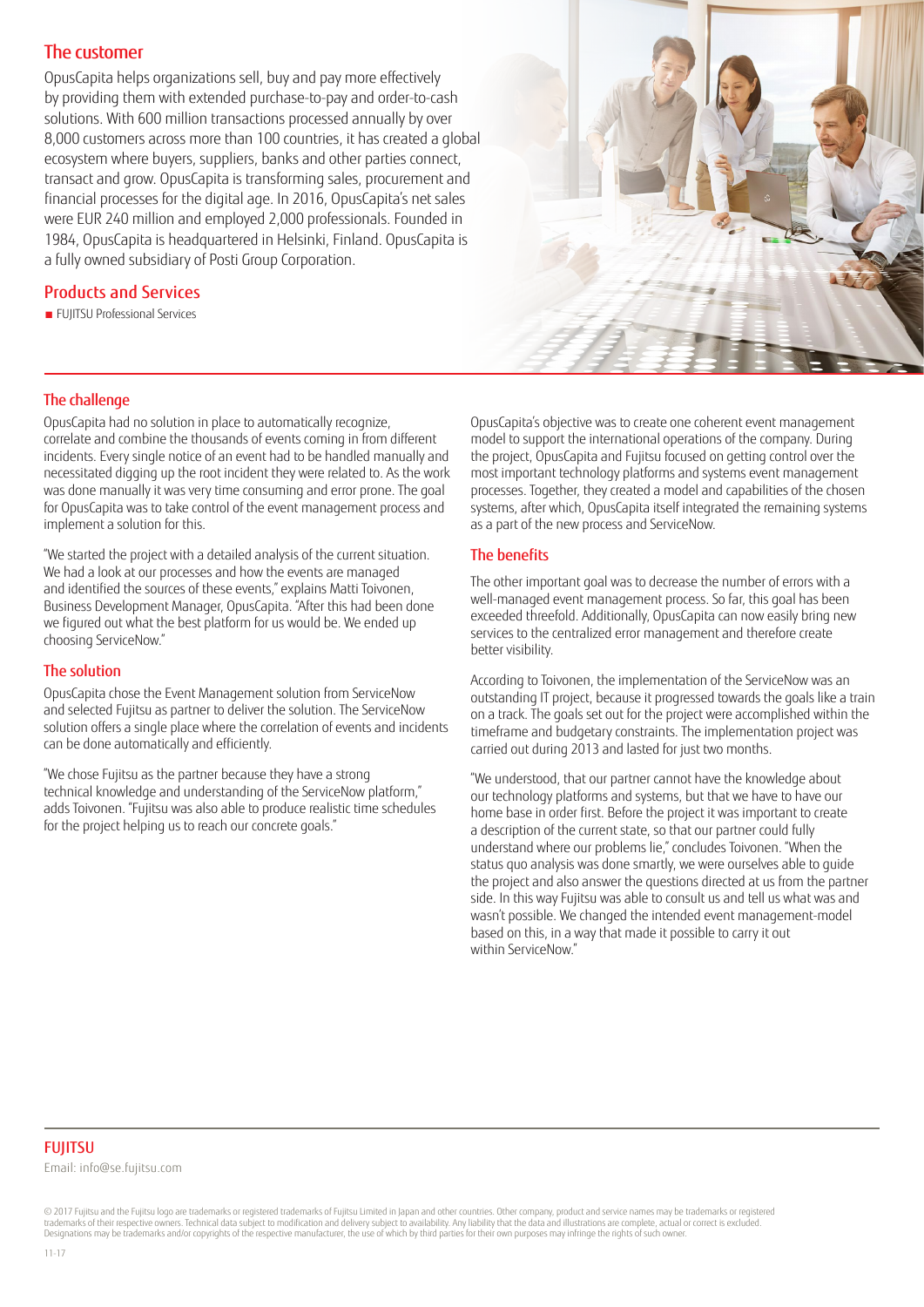## The customer

OpusCapita helps organizations sell, buy and pay more effectively by providing them with extended purchase-to-pay and order-to-cash solutions. With 600 million transactions processed annually by over 8,000 customers across more than 100 countries, it has created a global ecosystem where buyers, suppliers, banks and other parties connect, transact and grow. OpusCapita is transforming sales, procurement and financial processes for the digital age. In 2016, OpusCapita's net sales were EUR 240 million and employed 2,000 professionals. Founded in 1984, OpusCapita is headquartered in Helsinki, Finland. OpusCapita is a fully owned subsidiary of Posti Group Corporation.

## Products and Services

- FUJITSU Professional Services

## The challenge

OpusCapita had no solution in place to automatically recognize, correlate and combine the thousands of events coming in from different incidents. Every single notice of an event had to be handled manually and necessitated digging up the root incident they were related to. As the work was done manually it was very time consuming and error prone. The goal for OpusCapita was to take control of the event management process and implement a solution for this.

"We started the project with a detailed analysis of the current situation. We had a look at our processes and how the events are managed and identified the sources of these events," explains Matti Toivonen, Business Development Manager, OpusCapita. "After this had been done we figured out what the best platform for us would be. We ended up choosing ServiceNow."

## The solution

OpusCapita chose the Event Management solution from ServiceNow and selected Fujitsu as partner to deliver the solution. The ServiceNow solution offers a single place where the correlation of events and incidents can be done automatically and efficiently.

"We chose Fujitsu as the partner because they have a strong technical knowledge and understanding of the ServiceNow platform," adds Toivonen. "Fujitsu was also able to produce realistic time schedules for the project helping us to reach our concrete goals."

OpusCapita's objective was to create one coherent event management model to support the international operations of the company. During the project, OpusCapita and Fujitsu focused on getting control over the most important technology platforms and systems event management processes. Together, they created a model and capabilities of the chosen systems, after which, OpusCapita itself integrated the remaining systems as a part of the new process and ServiceNow.

## The benefits

The other important goal was to decrease the number of errors with a well-managed event management process. So far, this goal has been exceeded threefold. Additionally, OpusCapita can now easily bring new services to the centralized error management and therefore create better visibility.

According to Toivonen, the implementation of the ServiceNow was an outstanding IT project, because it progressed towards the goals like a train on a track. The goals set out for the project were accomplished within the timeframe and budgetary constraints. The implementation project was carried out during 2013 and lasted for just two months.

"We understood, that our partner cannot have the knowledge about our technology platforms and systems, but that we have to have our home base in order first. Before the project it was important to create a description of the current state, so that our partner could fully understand where our problems lie," concludes Toivonen. "When the status quo analysis was done smartly, we were ourselves able to guide the project and also answer the questions directed at us from the partner side. In this way Fujitsu was able to consult us and tell us what was and wasn't possible. We changed the intended event management-model based on this, in a way that made it possible to carry it out within ServiceNow."

**FUJITSU**

Email: info@se.fujitsu.com

© 2017 Fujitsu and the Fujitsu logo are trademarks or registered trademarks of Fujitsu Limited in Japan and other countries. Other company, product and service names may be trademarks or registered trademarks of their respective owners. Technical data subject to modification and delivery subject to availability. Any liability that the data and illustrations are complete, actual or correct is excluded. Designations may be trademarks and/or copyrights of the respective manufacturer, the use of which by third parties for their own purposes may infringe the rights of such owner.

11-17